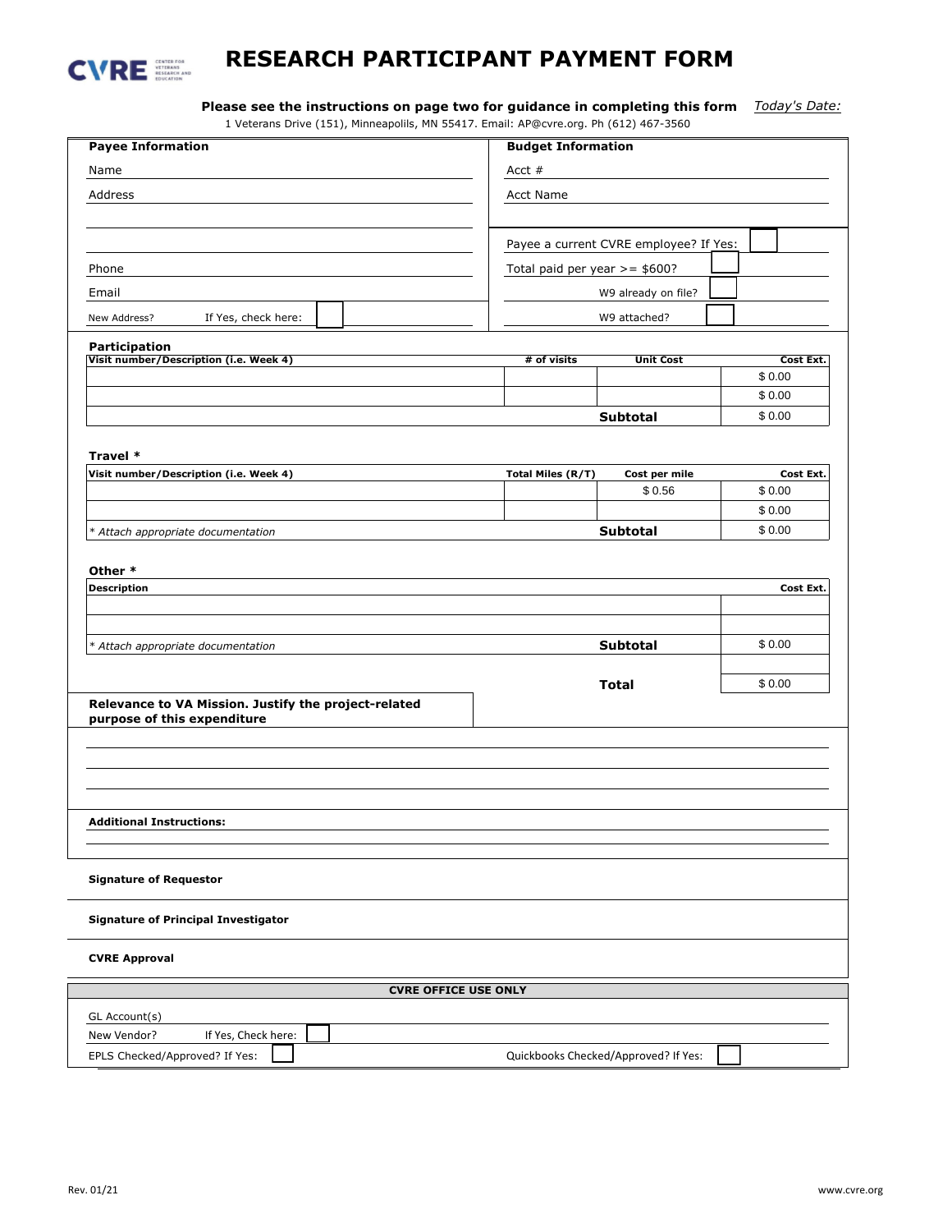# RESEARCH PARTICIPANT PAYMENT FORM

**Please see the instructions on page two for guidance in completing this form** *Today's Date:*

1 Veterans Drive (151), Minneapolils, MN 55417. Email: AP@cvre.org. Ph (612) 467-3560

| **Payee Information** | **Budget Information** |
|---|---|
| Name | Acct # |
| Address | Acct Name |
| | |
| | Payee a current CVRE employee? If Yes: ☐ |
| Phone | Total paid per year >= $600? ☐ |
| Email | W9 already on file? ☐ |
| New Address? If Yes, check here: ☐ | W9 attached? ☐ |

**Participation**

| Visit number/Description (i.e. Week 4) | # of visits | Unit Cost | Cost Ext. |
|---|---|---|---|
| | | | $ 0.00 |
| | | | $ 0.00 |
| | | **Subtotal** | $ 0.00 |

**Travel ***

| Visit number/Description (i.e. Week 4) | Total Miles (R/T) | Cost per mile | Cost Ext. |
|---|---|---|---|
| | | $ 0.56 | $ 0.00 |
| | | | $ 0.00 |
| *\* Attach appropriate documentation* | | **Subtotal** | $ 0.00 |

**Other ***

| Description | Cost Ext. |
|---|---|
| | |
| | |
| *\* Attach appropriate documentation* **Subtotal** | $ 0.00 |
| | |
| **Total** | $ 0.00 |

**Relevance to VA Mission. Justify the project-related purpose of this expenditure**

**Additional Instructions:**

**Signature of Requestor**

**Signature of Principal Investigator**

**CVRE Approval**

| **CVRE OFFICE USE ONLY** | |
|---|---|
| GL Account(s) | |
| New Vendor? If Yes, Check here: ☐ | |
| EPLS Checked/Approved? If Yes: ☐ | Quickbooks Checked/Approved? If Yes: ☐ |

Rev. 01/21 www.cvre.org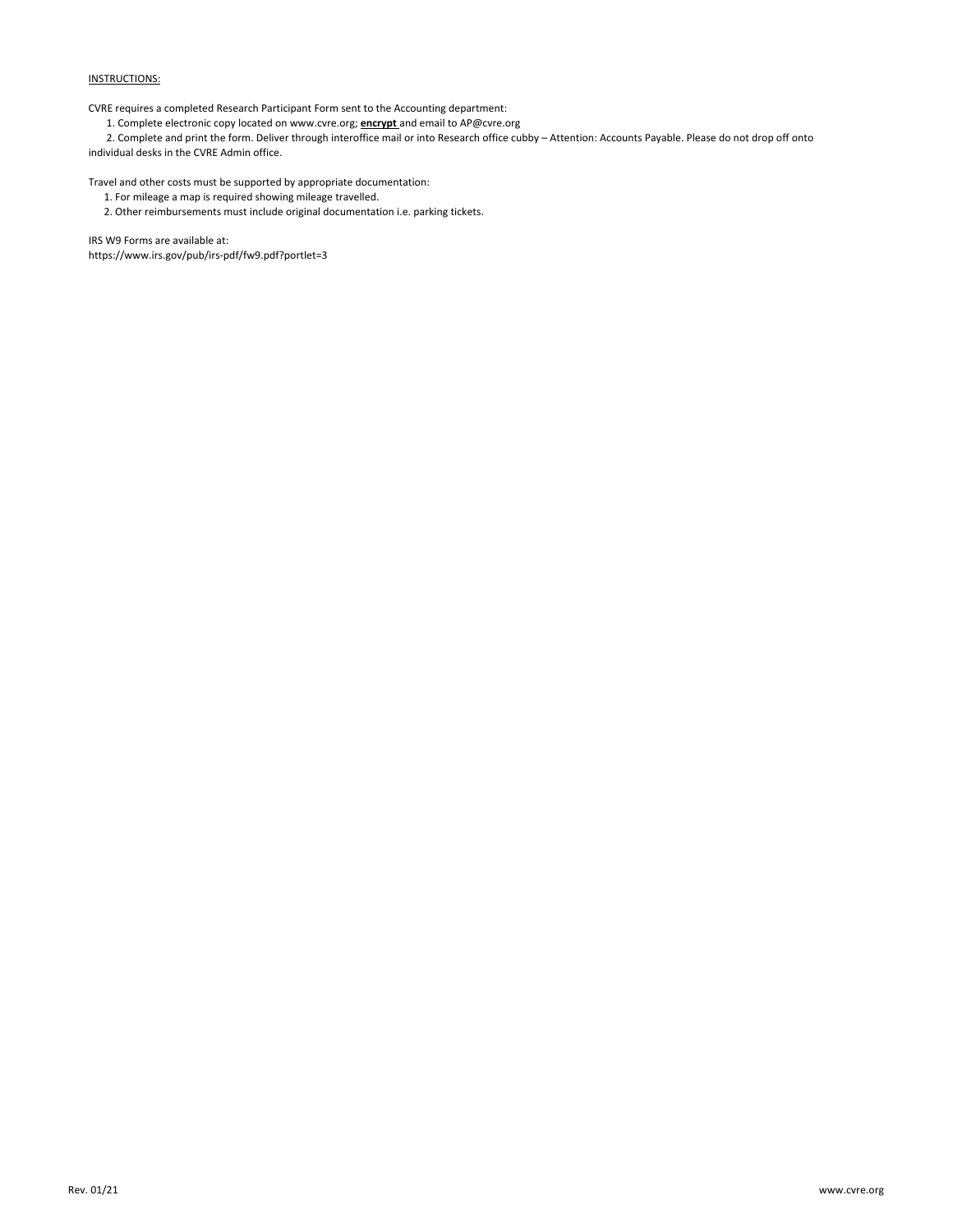INSTRUCTIONS:

CVRE requires a completed Research Participant Form sent to the Accounting department:

1. Complete electronic copy located on www.cvre.org; **encrypt** and email to AP@cvre.org
2. Complete and print the form. Deliver through interoffice mail or into Research office cubby – Attention: Accounts Payable. Please do not drop off onto individual desks in the CVRE Admin office.

Travel and other costs must be supported by appropriate documentation:

1. For mileage a map is required showing mileage travelled.
2. Other reimbursements must include original documentation i.e. parking tickets.

IRS W9 Forms are available at:
https://www.irs.gov/pub/irs-pdf/fw9.pdf?portlet=3

Rev. 01/21